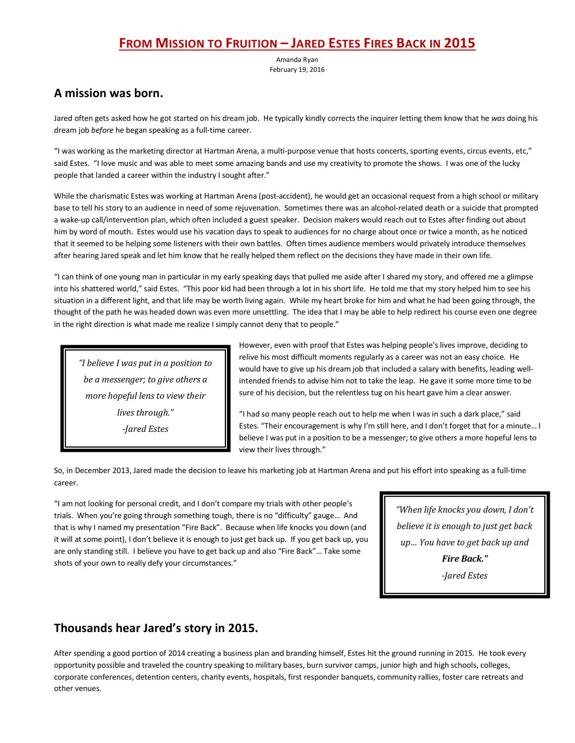# From Mission to Fruition – Jared Estes Fires Back in 2015

Amanda Ryan
February 19, 2016

## A mission was born.

Jared often gets asked how he got started on his dream job. He typically kindly corrects the inquirer letting them know that he *was* doing his dream job *before* he began speaking as a full-time career.

"I was working as the marketing director at Hartman Arena, a multi-purpose venue that hosts concerts, sporting events, circus events, etc," said Estes. "I love music and was able to meet some amazing bands and use my creativity to promote the shows. I was one of the lucky people that landed a career within the industry I sought after."

While the charismatic Estes was working at Hartman Arena (post-accident), he would get an occasional request from a high school or military base to tell his story to an audience in need of some rejuvenation. Sometimes there was an alcohol-related death or a suicide that prompted a wake-up call/intervention plan, which often included a guest speaker. Decision makers would reach out to Estes after finding out about him by word of mouth. Estes would use his vacation days to speak to audiences for no charge about once or twice a month, as he noticed that it seemed to be helping some listeners with their own battles. Often times audience members would privately introduce themselves after hearing Jared speak and let him know that he really helped them reflect on the decisions they have made in their own life.

"I can think of one young man in particular in my early speaking days that pulled me aside after I shared my story, and offered me a glimpse into his shattered world," said Estes. "This poor kid had been through a lot in his short life. He told me that my story helped him to see his situation in a different light, and that life may be worth living again. While my heart broke for him and what he had been going through, the thought of the path he was headed down was even more unsettling. The idea that I may be able to help redirect his course even one degree in the right direction is what made me realize I simply cannot deny that to people."

> *"I believe I was put in a position to be a messenger; to give others a more hopeful lens to view their lives through."*
> *-Jared Estes*

However, even with proof that Estes was helping people's lives improve, deciding to relive his most difficult moments regularly as a career was not an easy choice. He would have to give up his dream job that included a salary with benefits, leading well-intended friends to advise him not to take the leap. He gave it some more time to be sure of his decision, but the relentless tug on his heart gave him a clear answer.

"I had so many people reach out to help me when I was in such a dark place," said Estes. "Their encouragement is why I'm still here, and I don't forget that for a minute… I believe I was put in a position to be a messenger; to give others a more hopeful lens to view their lives through."

So, in December 2013, Jared made the decision to leave his marketing job at Hartman Arena and put his effort into speaking as a full-time career.

"I am not looking for personal credit, and I don't compare my trials with other people's trials. When you're going through something tough, there is no "difficulty" gauge… And that is why I named my presentation "Fire Back". Because when life knocks you down (and it will at some point), I don't believe it is enough to just get back up. If you get back up, you are only standing still. I believe you have to get back up and also "Fire Back"… Take some shots of your own to really defy your circumstances."

> *"When life knocks you down, I don't believe it is enough to just get back up… You have to get back up and* ***Fire Back."***
> *-Jared Estes*

## Thousands hear Jared's story in 2015.

After spending a good portion of 2014 creating a business plan and branding himself, Estes hit the ground running in 2015. He took every opportunity possible and traveled the country speaking to military bases, burn survivor camps, junior high and high schools, colleges, corporate conferences, detention centers, charity events, hospitals, first responder banquets, community rallies, foster care retreats and other venues.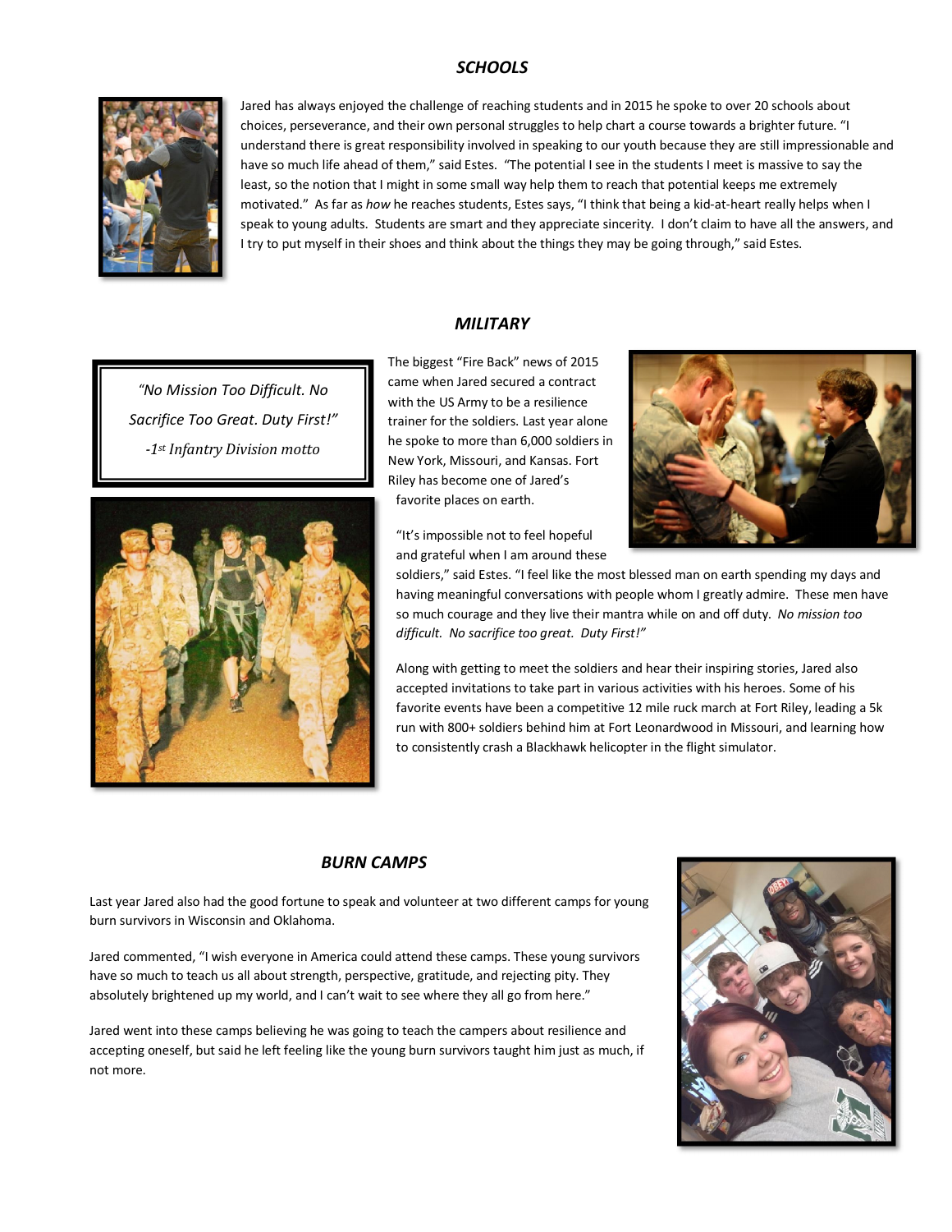## *SCHOOLS*

Jared has always enjoyed the challenge of reaching students and in 2015 he spoke to over 20 schools about choices, perseverance, and their own personal struggles to help chart a course towards a brighter future. "I understand there is great responsibility involved in speaking to our youth because they are still impressionable and have so much life ahead of them," said Estes. "The potential I see in the students I meet is massive to say the least, so the notion that I might in some small way help them to reach that potential keeps me extremely motivated." As far as *how* he reaches students, Estes says, "I think that being a kid-at-heart really helps when I speak to young adults. Students are smart and they appreciate sincerity. I don't claim to have all the answers, and I try to put myself in their shoes and think about the things they may be going through," said Estes.

## *MILITARY*

> *"No Mission Too Difficult. No Sacrifice Too Great. Duty First!"*
>
> *-1st Infantry Division motto*

The biggest "Fire Back" news of 2015 came when Jared secured a contract with the US Army to be a resilience trainer for the soldiers. Last year alone he spoke to more than 6,000 soldiers in New York, Missouri, and Kansas. Fort Riley has become one of Jared's favorite places on earth.

"It's impossible not to feel hopeful and grateful when I am around these soldiers," said Estes. "I feel like the most blessed man on earth spending my days and having meaningful conversations with people whom I greatly admire. These men have so much courage and they live their mantra while on and off duty. *No mission too difficult. No sacrifice too great. Duty First!"*

Along with getting to meet the soldiers and hear their inspiring stories, Jared also accepted invitations to take part in various activities with his heroes. Some of his favorite events have been a competitive 12 mile ruck march at Fort Riley, leading a 5k run with 800+ soldiers behind him at Fort Leonardwood in Missouri, and learning how to consistently crash a Blackhawk helicopter in the flight simulator.

## *BURN CAMPS*

Last year Jared also had the good fortune to speak and volunteer at two different camps for young burn survivors in Wisconsin and Oklahoma.

Jared commented, "I wish everyone in America could attend these camps. These young survivors have so much to teach us all about strength, perspective, gratitude, and rejecting pity. They absolutely brightened up my world, and I can't wait to see where they all go from here."

Jared went into these camps believing he was going to teach the campers about resilience and accepting oneself, but said he left feeling like the young burn survivors taught him just as much, if not more.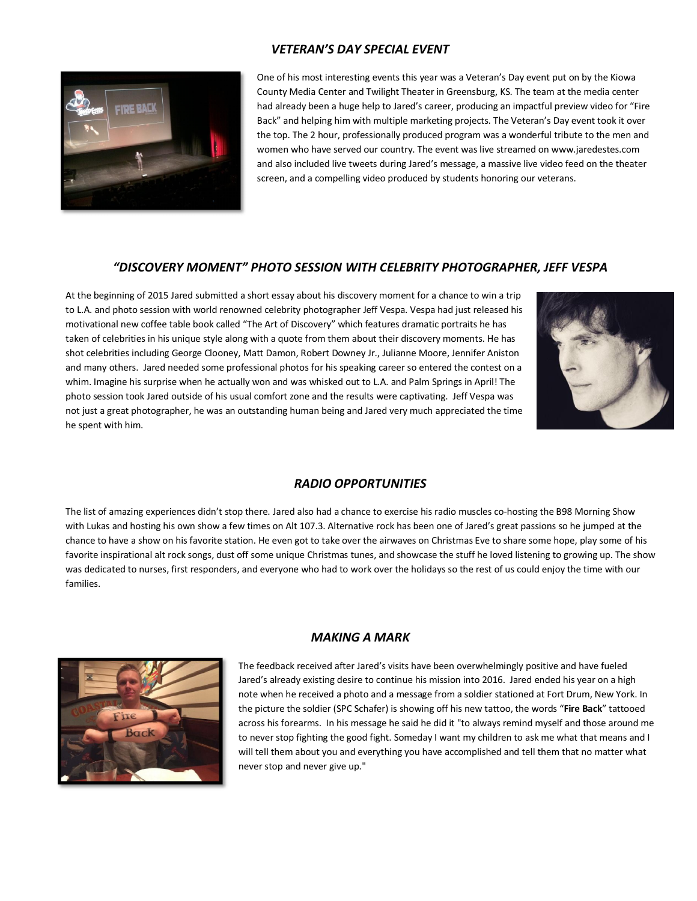## *VETERAN'S DAY SPECIAL EVENT*

One of his most interesting events this year was a Veteran's Day event put on by the Kiowa County Media Center and Twilight Theater in Greensburg, KS. The team at the media center had already been a huge help to Jared's career, producing an impactful preview video for "Fire Back" and helping him with multiple marketing projects. The Veteran's Day event took it over the top. The 2 hour, professionally produced program was a wonderful tribute to the men and women who have served our country. The event was live streamed on www.jaredestes.com and also included live tweets during Jared's message, a massive live video feed on the theater screen, and a compelling video produced by students honoring our veterans.

## *"DISCOVERY MOMENT" PHOTO SESSION WITH CELEBRITY PHOTOGRAPHER, JEFF VESPA*

At the beginning of 2015 Jared submitted a short essay about his discovery moment for a chance to win a trip to L.A. and photo session with world renowned celebrity photographer Jeff Vespa. Vespa had just released his motivational new coffee table book called "The Art of Discovery" which features dramatic portraits he has taken of celebrities in his unique style along with a quote from them about their discovery moments. He has shot celebrities including George Clooney, Matt Damon, Robert Downey Jr., Julianne Moore, Jennifer Aniston and many others. Jared needed some professional photos for his speaking career so entered the contest on a whim. Imagine his surprise when he actually won and was whisked out to L.A. and Palm Springs in April! The photo session took Jared outside of his usual comfort zone and the results were captivating. Jeff Vespa was not just a great photographer, he was an outstanding human being and Jared very much appreciated the time he spent with him.

## *RADIO OPPORTUNITIES*

The list of amazing experiences didn't stop there. Jared also had a chance to exercise his radio muscles co-hosting the B98 Morning Show with Lukas and hosting his own show a few times on Alt 107.3. Alternative rock has been one of Jared's great passions so he jumped at the chance to have a show on his favorite station. He even got to take over the airwaves on Christmas Eve to share some hope, play some of his favorite inspirational alt rock songs, dust off some unique Christmas tunes, and showcase the stuff he loved listening to growing up. The show was dedicated to nurses, first responders, and everyone who had to work over the holidays so the rest of us could enjoy the time with our families.

## *MAKING A MARK*

The feedback received after Jared's visits have been overwhelmingly positive and have fueled Jared's already existing desire to continue his mission into 2016. Jared ended his year on a high note when he received a photo and a message from a soldier stationed at Fort Drum, New York. In the picture the soldier (SPC Schafer) is showing off his new tattoo, the words "**Fire Back**" tattooed across his forearms. In his message he said he did it "to always remind myself and those around me to never stop fighting the good fight. Someday I want my children to ask me what that means and I will tell them about you and everything you have accomplished and tell them that no matter what never stop and never give up."